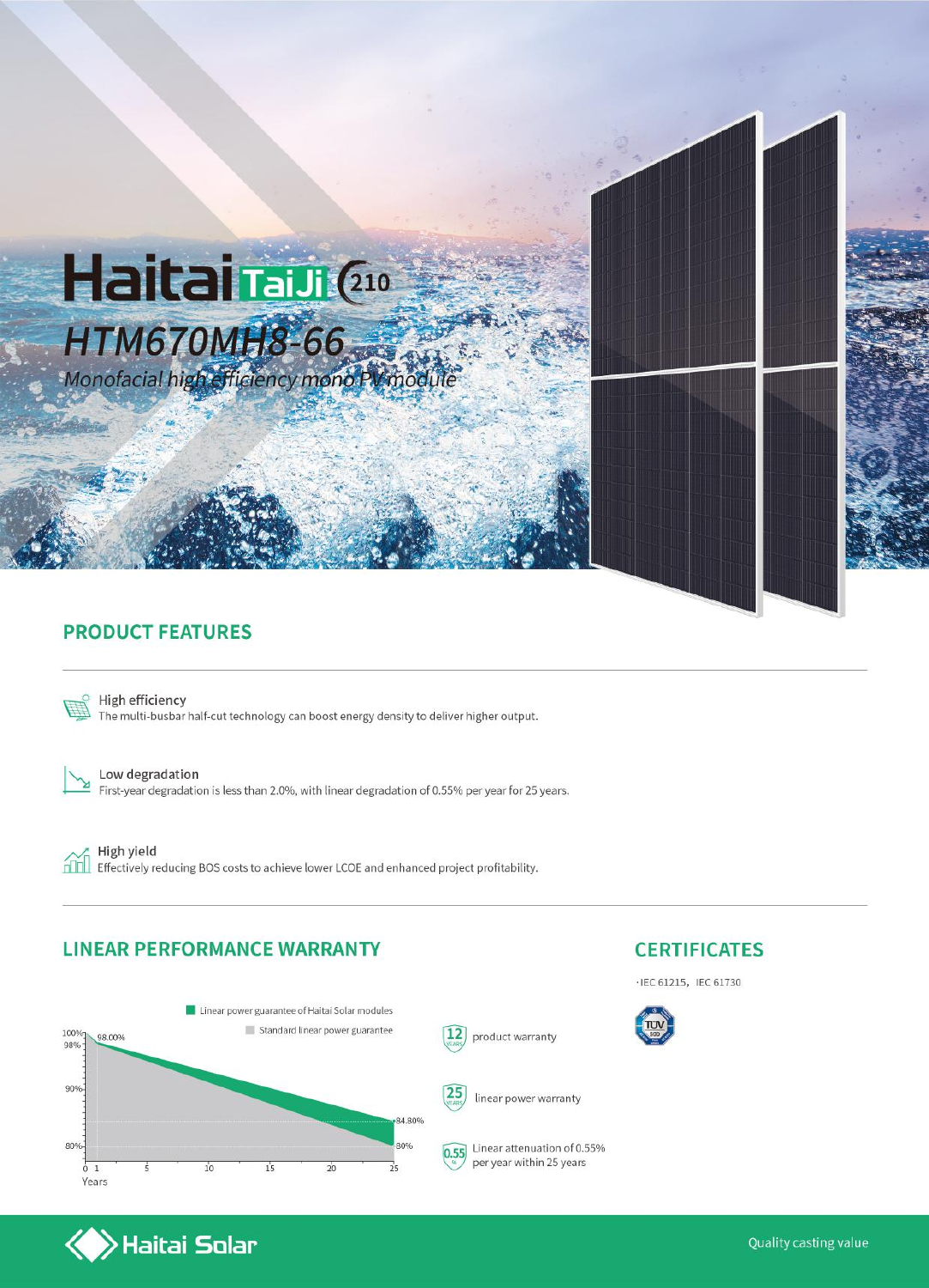# Haitai TaiJi 210

## *HTM670MH8-66*

*Monofacial high efficiency mono PV module*

## PRODUCT FEATURES

**High efficiency**
The multi-busbar half-cut technology can boost energy density to deliver higher output.

**Low degradation**
First-year degradation is less than 2.0%, with linear degradation of 0.55% per year for 25 years.

**High yield**
Effectively reducing BOS costs to achieve lower LCOE and enhanced project profitability.

## LINEAR PERFORMANCE WARRANTY

Linear power guarantee of Haitai Solar modules

Standard linear power guarantee

100% · 98.00% · 98% · 90% · 84.80% · 80%

Years: 0 1 5 10 15 20 25

12 YEARS product warranty

25 YEARS linear power warranty

0.55 % Linear attenuation of 0.55% per year within 25 years

## CERTIFICATES

·IEC 61215, IEC 61730

TÜV SÜD

Haitai Solar

Quality casting value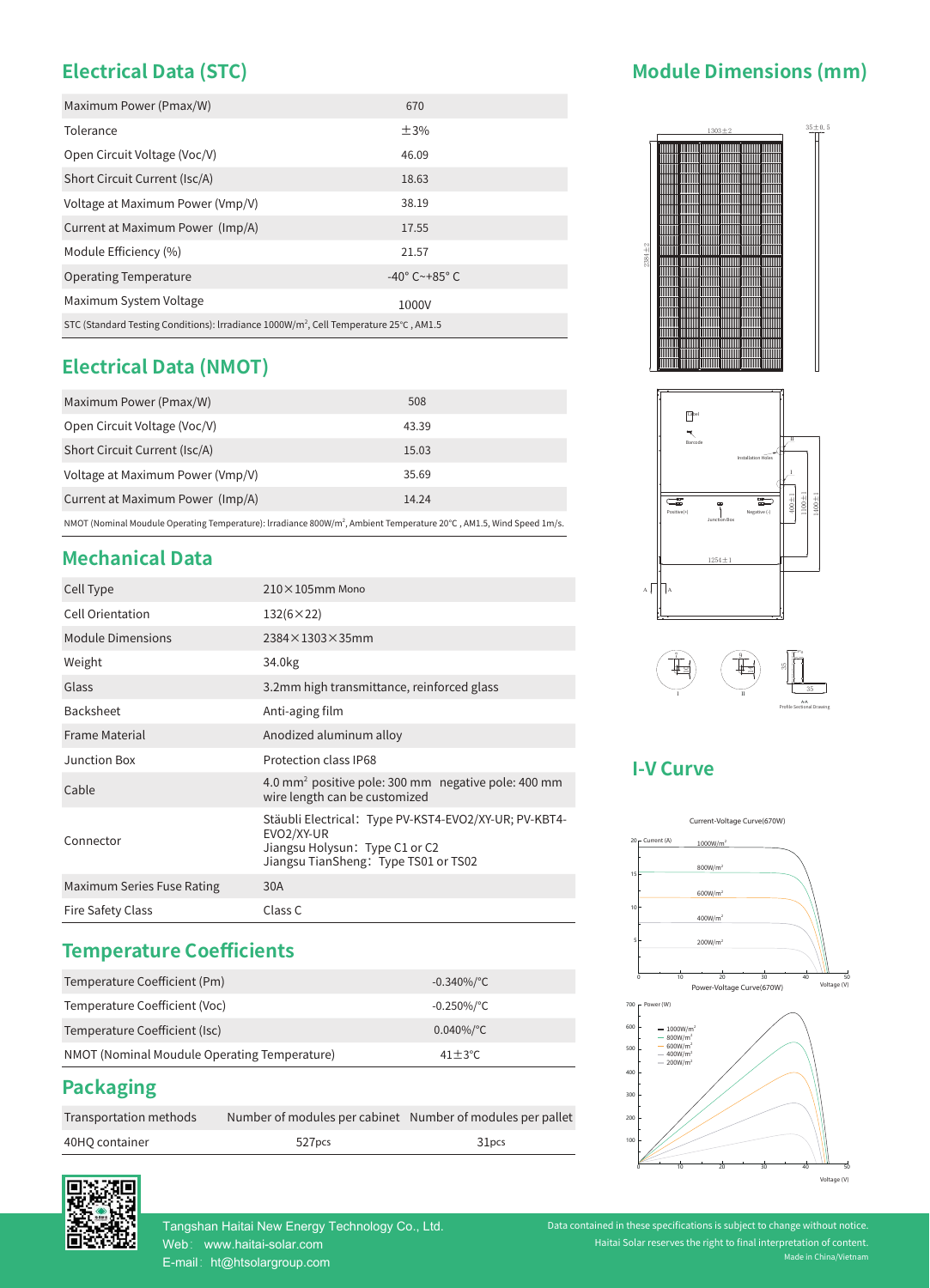## Electrical Data (STC)

| | |
|---|---|
| Maximum Power (Pmax/W) | 670 |
| Tolerance | ±3% |
| Open Circuit Voltage (Voc/V) | 46.09 |
| Short Circuit Current (Isc/A) | 18.63 |
| Voltage at Maximum Power (Vmp/V) | 38.19 |
| Current at Maximum Power (Imp/A) | 17.55 |
| Module Efficiency (%) | 21.57 |
| Operating Temperature | -40° C~+85° C |
| Maximum System Voltage | 1000V |

STC (Standard Testing Conditions): Irradiance 1000W/m², Cell Temperature 25℃ , AM1.5

## Electrical Data (NMOT)

| | |
|---|---|
| Maximum Power (Pmax/W) | 508 |
| Open Circuit Voltage (Voc/V) | 43.39 |
| Short Circuit Current (Isc/A) | 15.03 |
| Voltage at Maximum Power (Vmp/V) | 35.69 |
| Current at Maximum Power (Imp/A) | 14.24 |

NMOT (Nominal Moudule Operating Temperature): Irradiance 800W/m², Ambient Temperature 20°C , AM1.5, Wind Speed 1m/s.

## Mechanical Data

| | |
|---|---|
| Cell Type | 210×105mm Mono |
| Cell Orientation | 132(6×22) |
| Module Dimensions | 2384×1303×35mm |
| Weight | 34.0kg |
| Glass | 3.2mm high transmittance, reinforced glass |
| Backsheet | Anti-aging film |
| Frame Material | Anodized aluminum alloy |
| Junction Box | Protection class IP68 |
| Cable | 4.0 mm² positive pole: 300 mm negative pole: 400 mm wire length can be customized |
| Connector | Stäubli Electrical：Type PV-KST4-EVO2/XY-UR; PV-KBT4-EVO2/XY-UR<br>Jiangsu Holysun：Type C1 or C2<br>Jiangsu TianSheng：Type TS01 or TS02 |
| Maximum Series Fuse Rating | 30A |
| Fire Safety Class | Class C |

## Temperature Coefficients

| | |
|---|---|
| Temperature Coefficient (Pm) | -0.340%/°C |
| Temperature Coefficient (Voc) | -0.250%/°C |
| Temperature Coefficient (Isc) | 0.040%/°C |
| NMOT (Nominal Moudule Operating Temperature) | 41±3°C |

## Packaging

| Transportation methods | Number of modules per cabinet | Number of modules per pallet |
|---|---|---|
| 40HQ container | 527pcs | 31pcs |

## Module Dimensions (mm)

1303±2
35±0.5
2384±2
Label
Barcode
Installation Holes
Positive(+)
Junction Box
Negative (-)
1254±1
400±1
1100±1
1400±1
A
A
I
II
35
Profile Sectional Drawing

## I-V Curve

Current-Voltage Curve(670W)
Current (A)
1000W/m²
800W/m²
600W/m²
400W/m²
200W/m²
Voltage (V)

Power-Voltage Curve(670W)
Power (W)
1000W/m²
800W/m²
600W/m²
400W/m²
200W/m²
Voltage (V)

Tangshan Haitai New Energy Technology Co., Ltd.
Web：www.haitai-solar.com
E-mail：ht@htsolargroup.com

Data contained in these specifications is subject to change without notice.
Haitai Solar reserves the right to final interpretation of content.
Made in China/Vietnam